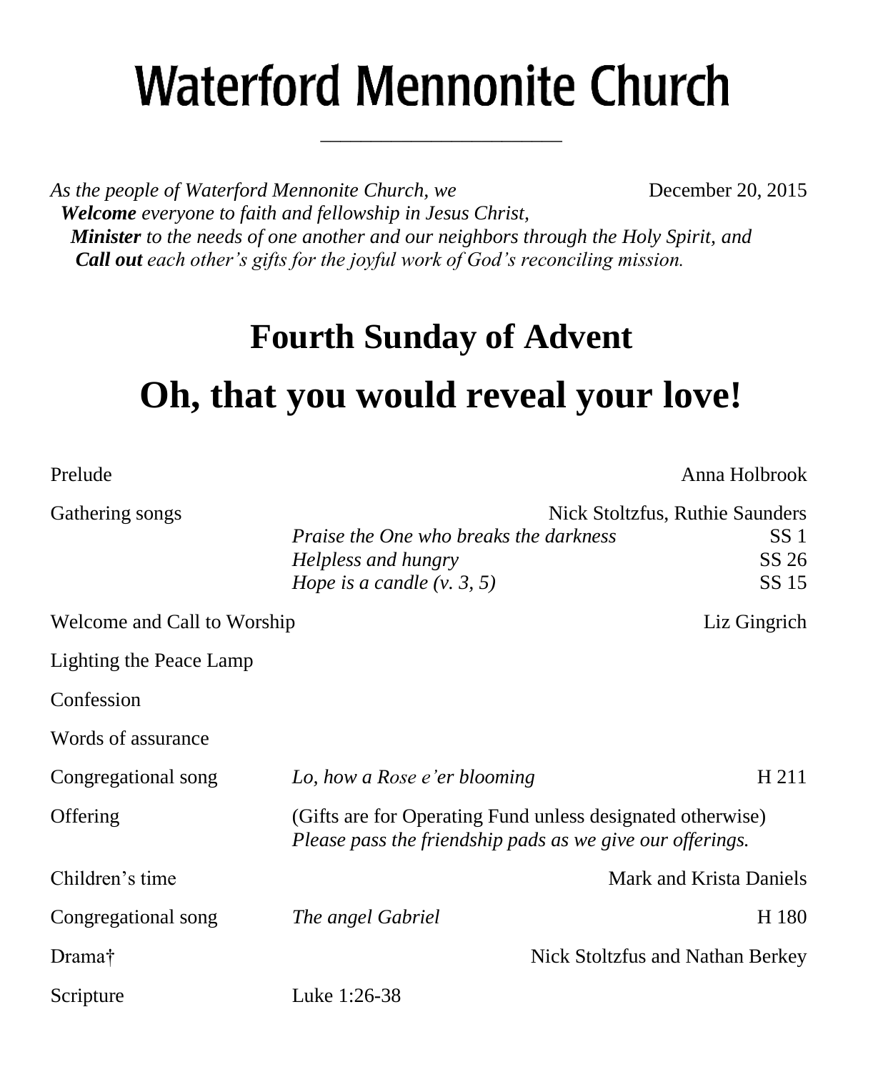# Waterford Mennonite Church

*As the people of Waterford Mennonite Church, we* December 20, 2015

***Welcome*** *everyone to faith and fellowship in Jesus Christ,*
***Minister*** *to the needs of one another and our neighbors through the Holy Spirit, and*
***Call out*** *each other's gifts for the joyful work of God's reconciling mission.*

## Fourth Sunday of Advent

## Oh, that you would reveal your love!

| | | |
|---|---|---|
| Prelude | | Anna Holbrook |
| Gathering songs | | Nick Stoltzfus, Ruthie Saunders |
| | *Praise the One who breaks the darkness* | SS 1 |
| | *Helpless and hungry* | SS 26 |
| | *Hope is a candle (v. 3, 5)* | SS 15 |
| Welcome and Call to Worship | | Liz Gingrich |
| Lighting the Peace Lamp | | |
| Confession | | |
| Words of assurance | | |
| Congregational song | *Lo, how a Rose e'er blooming* | H 211 |
| Offering | (Gifts are for Operating Fund unless designated otherwise) *Please pass the friendship pads as we give our offerings.* | |
| Children's time | | Mark and Krista Daniels |
| Congregational song | *The angel Gabriel* | H 180 |
| Drama† | | Nick Stoltzfus and Nathan Berkey |
| Scripture | Luke 1:26-38 | |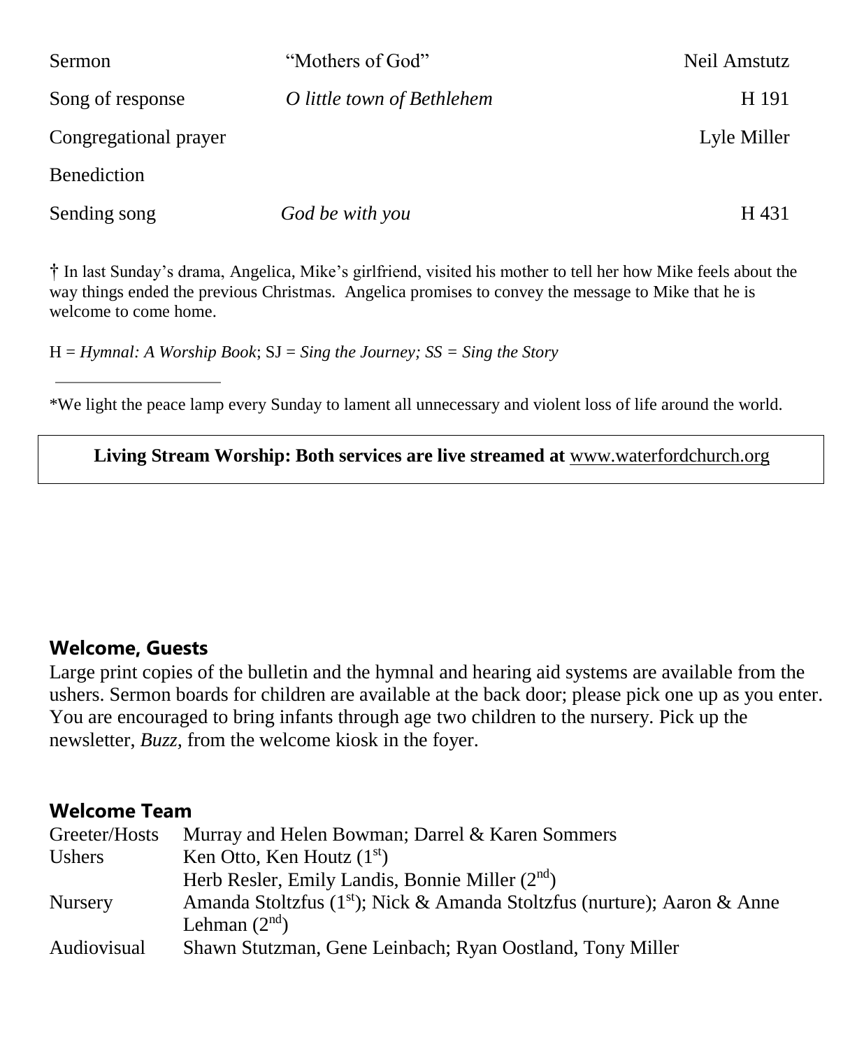| | | |
|---|---|---|
| Sermon | "Mothers of God" | Neil Amstutz |
| Song of response | *O little town of Bethlehem* | H 191 |
| Congregational prayer | | Lyle Miller |
| Benediction | | |
| Sending song | *God be with you* | H 431 |

† In last Sunday's drama, Angelica, Mike's girlfriend, visited his mother to tell her how Mike feels about the way things ended the previous Christmas. Angelica promises to convey the message to Mike that he is welcome to come home.

H = *Hymnal: A Worship Book*; SJ = *Sing the Journey; SS = Sing the Story*

---

*We light the peace lamp every Sunday to lament all unnecessary and violent loss of life around the world.

**Living Stream Worship: Both services are live streamed at** www.waterfordchurch.org

## Welcome, Guests

Large print copies of the bulletin and the hymnal and hearing aid systems are available from the ushers. Sermon boards for children are available at the back door; please pick one up as you enter. You are encouraged to bring infants through age two children to the nursery. Pick up the newsletter, *Buzz,* from the welcome kiosk in the foyer.

## Welcome Team

| | |
|---|---|
| Greeter/Hosts | Murray and Helen Bowman; Darrel & Karen Sommers |
| Ushers | Ken Otto, Ken Houtz (1st) |
| | Herb Resler, Emily Landis, Bonnie Miller (2nd) |
| Nursery | Amanda Stoltzfus (1st); Nick & Amanda Stoltzfus (nurture); Aaron & Anne Lehman (2nd) |
| Audiovisual | Shawn Stutzman, Gene Leinbach; Ryan Oostland, Tony Miller |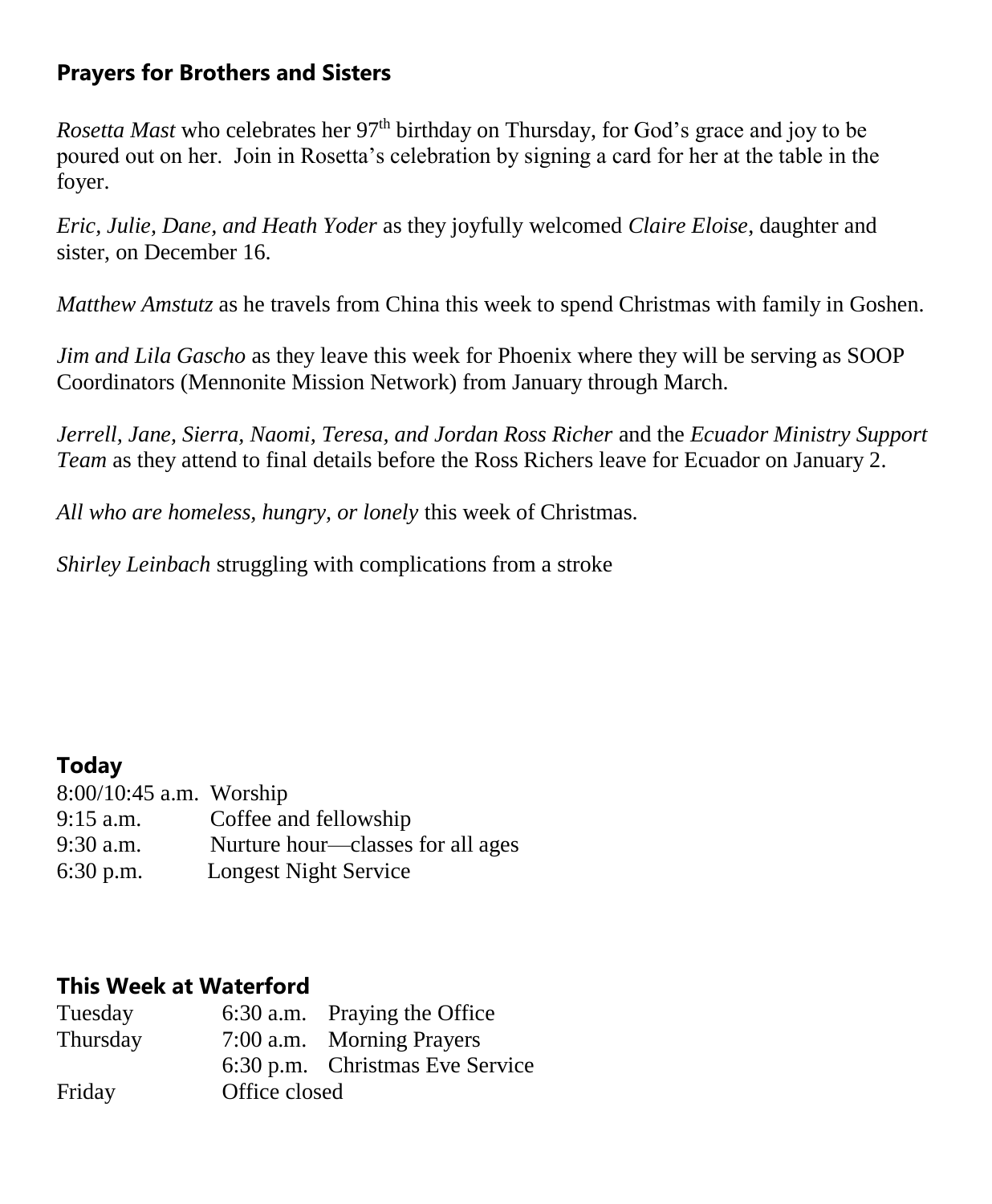## Prayers for Brothers and Sisters

*Rosetta Mast* who celebrates her 97th birthday on Thursday, for God's grace and joy to be poured out on her. Join in Rosetta's celebration by signing a card for her at the table in the foyer.

*Eric, Julie, Dane, and Heath Yoder* as they joyfully welcomed *Claire Eloise,* daughter and sister, on December 16.

*Matthew Amstutz* as he travels from China this week to spend Christmas with family in Goshen.

*Jim and Lila Gascho* as they leave this week for Phoenix where they will be serving as SOOP Coordinators (Mennonite Mission Network) from January through March.

*Jerrell, Jane, Sierra, Naomi, Teresa, and Jordan Ross Richer* and the *Ecuador Ministry Support Team* as they attend to final details before the Ross Richers leave for Ecuador on January 2.

*All who are homeless, hungry, or lonely* this week of Christmas.

*Shirley Leinbach* struggling with complications from a stroke

## Today

| | |
|---|---|
| 8:00/10:45 a.m. | Worship |
| 9:15 a.m. | Coffee and fellowship |
| 9:30 a.m. | Nurture hour—classes for all ages |
| 6:30 p.m. | Longest Night Service |

## This Week at Waterford

| | | |
|---|---|---|
| Tuesday | 6:30 a.m. | Praying the Office |
| Thursday | 7:00 a.m. | Morning Prayers |
| | 6:30 p.m. | Christmas Eve Service |
| Friday | Office closed | |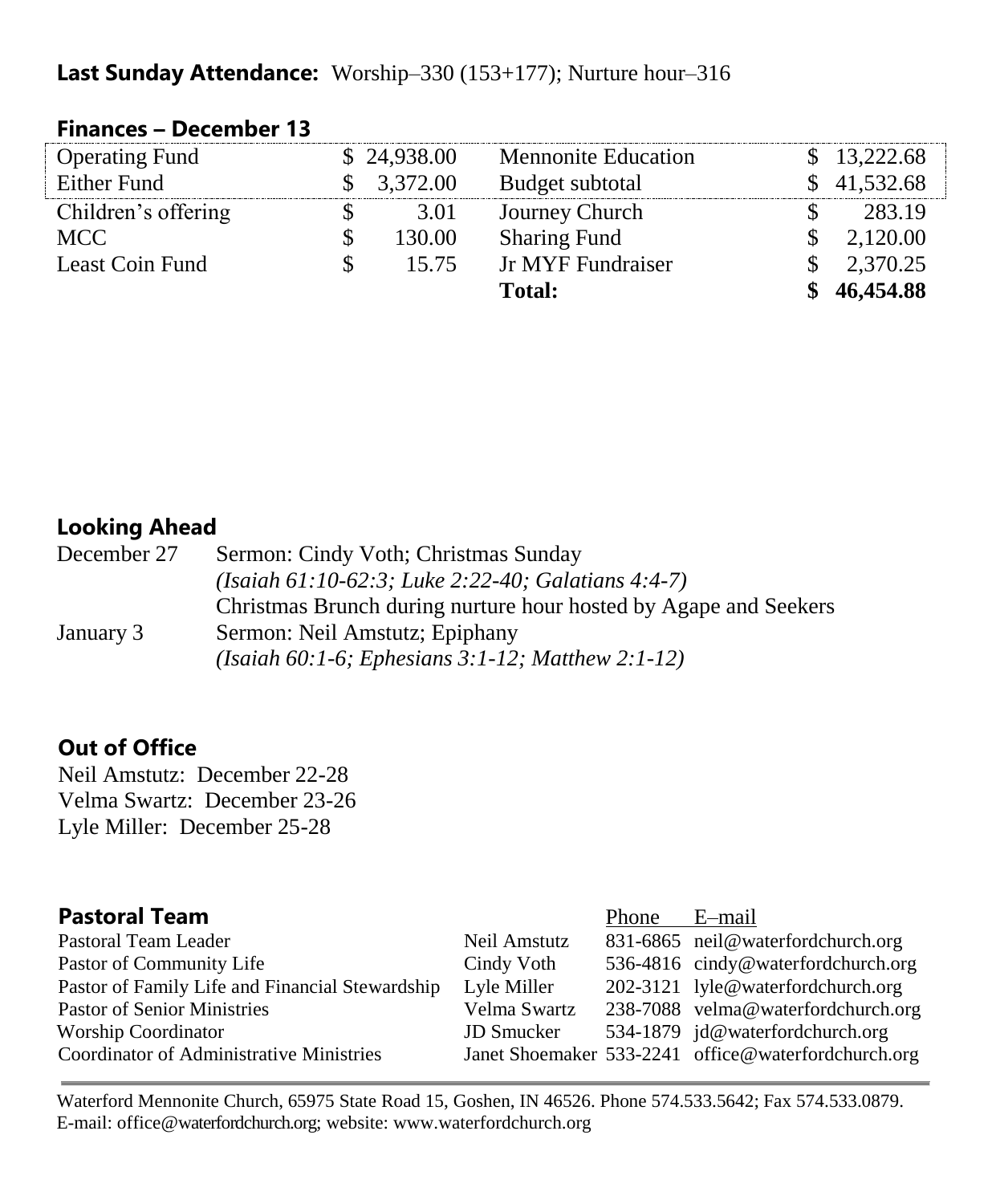**Last Sunday Attendance:** Worship–330 (153+177); Nurture hour–316

## Finances – December 13

| | | | |
|---|---|---|---|
| Operating Fund | $ 24,938.00 | Mennonite Education | $ 13,222.68 |
| Either Fund | $ 3,372.00 | Budget subtotal | $ 41,532.68 |
| Children's offering | $ 3.01 | Journey Church | $ 283.19 |
| MCC | $ 130.00 | Sharing Fund | $ 2,120.00 |
| Least Coin Fund | $ 15.75 | Jr MYF Fundraiser | $ 2,370.25 |
| | | **Total:** | **$ 46,454.88** |

## Looking Ahead

| | |
|---|---|
| December 27 | Sermon: Cindy Voth; Christmas Sunday<br>*(Isaiah 61:10-62:3; Luke 2:22-40; Galatians 4:4-7)*<br>Christmas Brunch during nurture hour hosted by Agape and Seekers |
| January 3 | Sermon: Neil Amstutz; Epiphany<br>*(Isaiah 60:1-6; Ephesians 3:1-12; Matthew 2:1-12)* |

## Out of Office

Neil Amstutz: December 22-28
Velma Swartz: December 23-26
Lyle Miller: December 25-28

## Pastoral Team

| | | Phone | E–mail |
|---|---|---|---|
| Pastoral Team Leader | Neil Amstutz | 831-6865 | neil@waterfordchurch.org |
| Pastor of Community Life | Cindy Voth | 536-4816 | cindy@waterfordchurch.org |
| Pastor of Family Life and Financial Stewardship | Lyle Miller | 202-3121 | lyle@waterfordchurch.org |
| Pastor of Senior Ministries | Velma Swartz | 238-7088 | velma@waterfordchurch.org |
| Worship Coordinator | JD Smucker | 534-1879 | jd@waterfordchurch.org |
| Coordinator of Administrative Ministries | Janet Shoemaker | 533-2241 | office@waterfordchurch.org |

Waterford Mennonite Church, 65975 State Road 15, Goshen, IN 46526. Phone 574.533.5642; Fax 574.533.0879.
E-mail: office@waterfordchurch.org; website: www.waterfordchurch.org